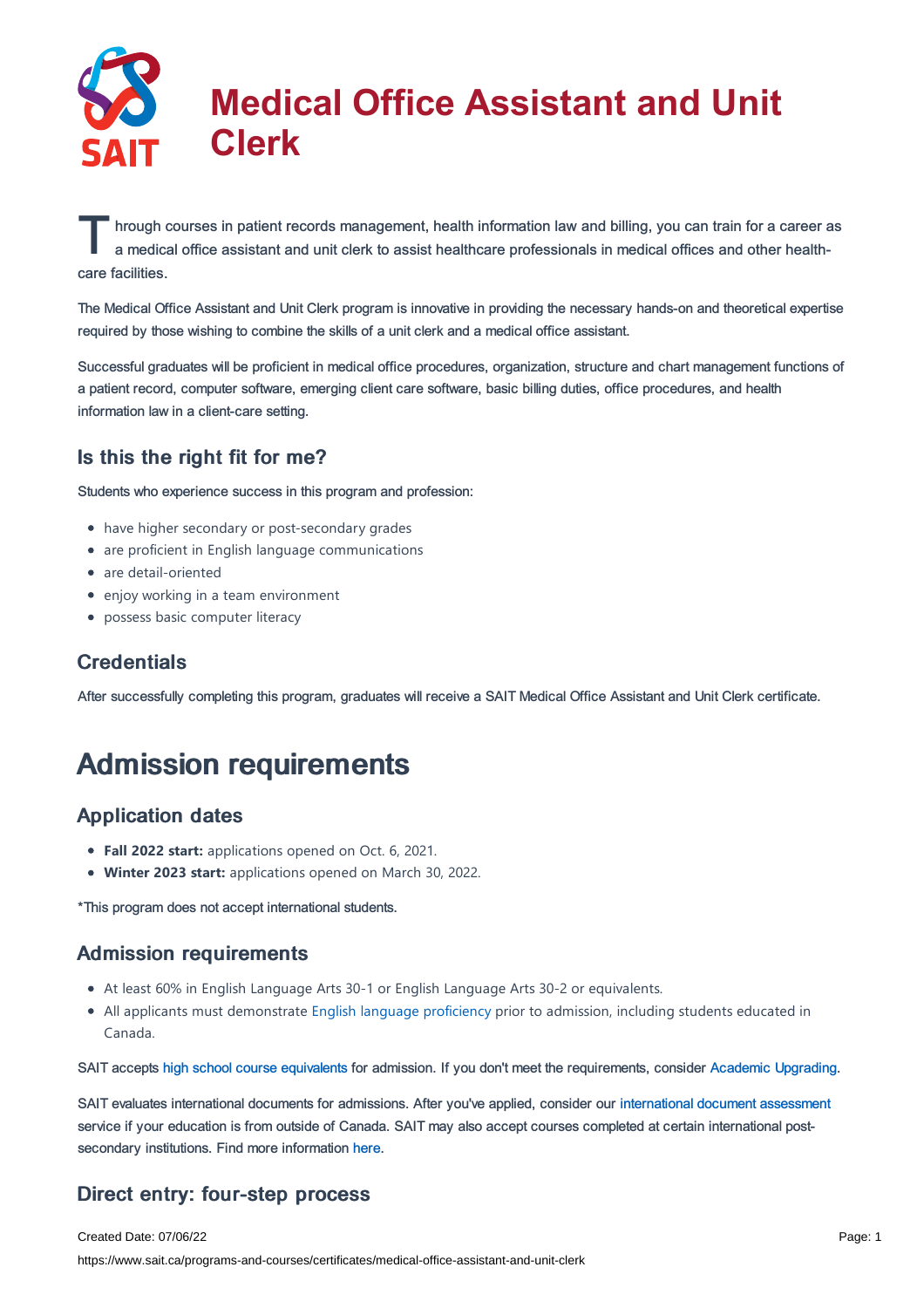# Medical Office Assistant and Unit Clerk

Through courses in patient records management, health information law and billing, you can train for a career as a medical office assistant and unit clerk to assist healthcare professionals in medical offices and other health-care facilities.

The Medical Office Assistant and Unit Clerk program is innovative in providing the necessary hands-on and theoretical expertise required by those wishing to combine the skills of a unit clerk and a medical office assistant.

Successful graduates will be proficient in medical office procedures, organization, structure and chart management functions of a patient record, computer software, emerging client care software, basic billing duties, office procedures, and health information law in a client-care setting.

## Is this the right fit for me?

Students who experience success in this program and profession:

- have higher secondary or post-secondary grades
- are proficient in English language communications
- are detail-oriented
- enjoy working in a team environment
- possess basic computer literacy

## Credentials

After successfully completing this program, graduates will receive a SAIT Medical Office Assistant and Unit Clerk certificate.

# Admission requirements

## Application dates

- **Fall 2022 start:** applications opened on Oct. 6, 2021.
- **Winter 2023 start:** applications opened on March 30, 2022.

*This program does not accept international students.

## Admission requirements

- At least 60% in English Language Arts 30-1 or English Language Arts 30-2 or equivalents.
- All applicants must demonstrate English language proficiency prior to admission, including students educated in Canada.

SAIT accepts high school course equivalents for admission. If you don't meet the requirements, consider Academic Upgrading.

SAIT evaluates international documents for admissions. After you've applied, consider our international document assessment service if your education is from outside of Canada. SAIT may also accept courses completed at certain international post-secondary institutions. Find more information here.

## Direct entry: four-step process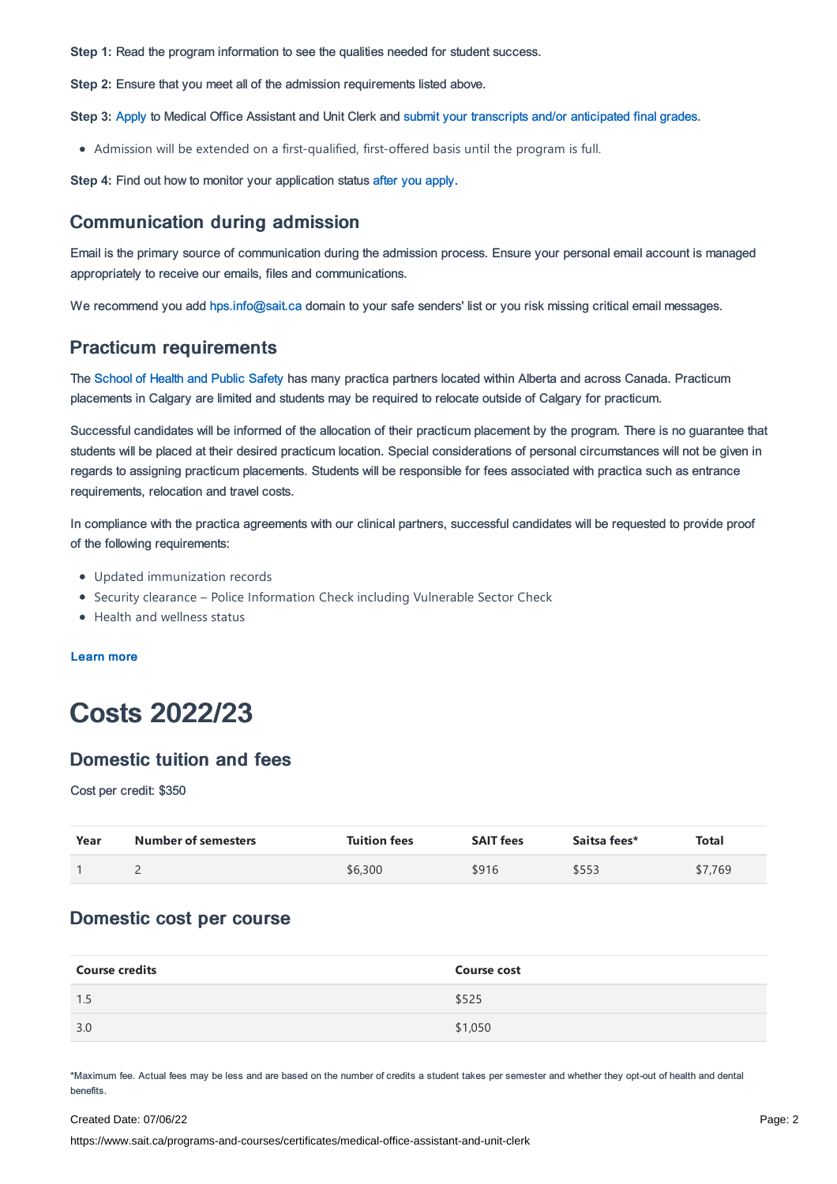**Step 1:** Read the program information to see the qualities needed for student success.

**Step 2:** Ensure that you meet all of the admission requirements listed above.

**Step 3:** Apply to Medical Office Assistant and Unit Clerk and submit your transcripts and/or anticipated final grades.

- Admission will be extended on a first-qualified, first-offered basis until the program is full.

**Step 4:** Find out how to monitor your application status after you apply.

## Communication during admission

Email is the primary source of communication during the admission process. Ensure your personal email account is managed appropriately to receive our emails, files and communications.

We recommend you add hps.info@sait.ca domain to your safe senders' list or you risk missing critical email messages.

## Practicum requirements

The School of Health and Public Safety has many practica partners located within Alberta and across Canada. Practicum placements in Calgary are limited and students may be required to relocate outside of Calgary for practicum.

Successful candidates will be informed of the allocation of their practicum placement by the program. There is no guarantee that students will be placed at their desired practicum location. Special considerations of personal circumstances will not be given in regards to assigning practicum placements. Students will be responsible for fees associated with practica such as entrance requirements, relocation and travel costs.

In compliance with the practica agreements with our clinical partners, successful candidates will be requested to provide proof of the following requirements:

- Updated immunization records
- Security clearance – Police Information Check including Vulnerable Sector Check
- Health and wellness status

**Learn more**

# Costs 2022/23

## Domestic tuition and fees

Cost per credit: $350

| Year | Number of semesters | Tuition fees | SAIT fees | Saitsa fees* | Total |
|---|---|---|---|---|---|
| 1 | 2 | $6,300 | $916 | $553 | $7,769 |

## Domestic cost per course

| Course credits | Course cost |
|---|---|
| 1.5 | $525 |
| 3.0 | $1,050 |

*Maximum fee. Actual fees may be less and are based on the number of credits a student takes per semester and whether they opt-out of health and dental benefits.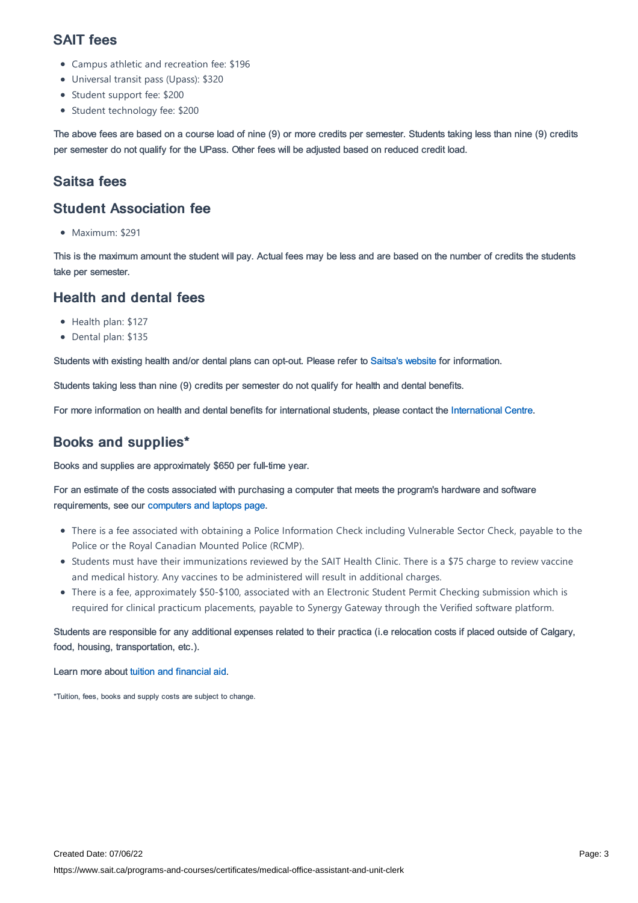## SAIT fees

- Campus athletic and recreation fee: $196
- Universal transit pass (Upass): $320
- Student support fee: $200
- Student technology fee: $200

The above fees are based on a course load of nine (9) or more credits per semester. Students taking less than nine (9) credits per semester do not qualify for the UPass. Other fees will be adjusted based on reduced credit load.

## Saitsa fees

## Student Association fee

- Maximum: $291

This is the maximum amount the student will pay. Actual fees may be less and are based on the number of credits the students take per semester.

## Health and dental fees

- Health plan: $127
- Dental plan: $135

Students with existing health and/or dental plans can opt-out. Please refer to Saitsa's website for information.

Students taking less than nine (9) credits per semester do not qualify for health and dental benefits.

For more information on health and dental benefits for international students, please contact the International Centre.

## Books and supplies*

Books and supplies are approximately $650 per full-time year.

For an estimate of the costs associated with purchasing a computer that meets the program's hardware and software requirements, see our computers and laptops page.

- There is a fee associated with obtaining a Police Information Check including Vulnerable Sector Check, payable to the Police or the Royal Canadian Mounted Police (RCMP).
- Students must have their immunizations reviewed by the SAIT Health Clinic. There is a $75 charge to review vaccine and medical history. Any vaccines to be administered will result in additional charges.
- There is a fee, approximately $50-$100, associated with an Electronic Student Permit Checking submission which is required for clinical practicum placements, payable to Synergy Gateway through the Verified software platform.

Students are responsible for any additional expenses related to their practica (i.e relocation costs if placed outside of Calgary, food, housing, transportation, etc.).

Learn more about tuition and financial aid.

*Tuition, fees, books and supply costs are subject to change.